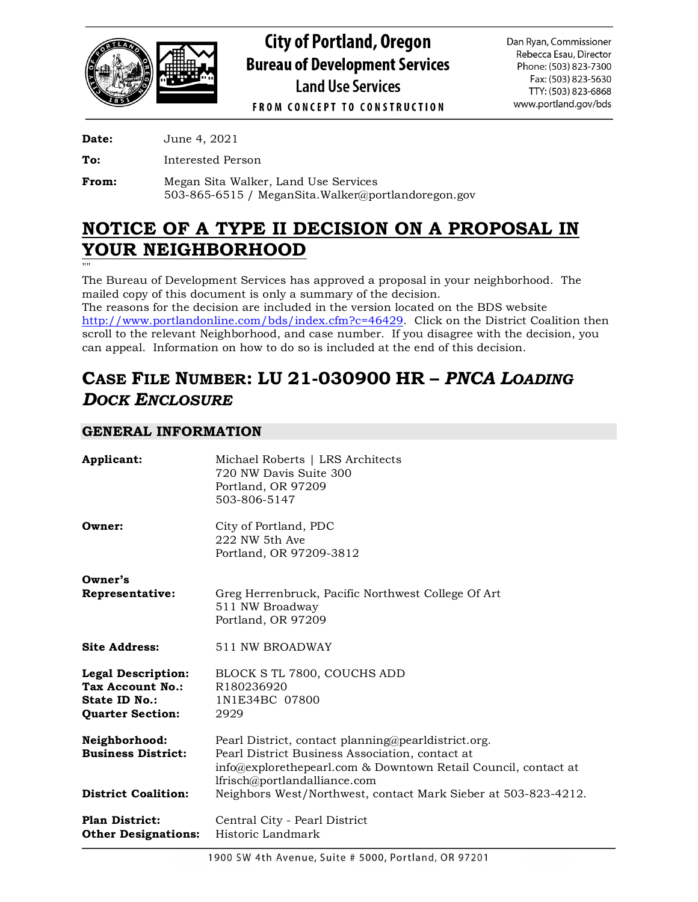City of Portland, Oregon
Bureau of Development Services
Land Use Services
FROM CONCEPT TO CONSTRUCTION

Dan Ryan, Commissioner
Rebecca Esau, Director
Phone: (503) 823-7300
Fax: (503) 823-5630
TTY: (503) 823-6868
www.portland.gov/bds

**Date:** June 4, 2021

**To:** Interested Person

**From:** Megan Sita Walker, Land Use Services
503-865-6515 / MeganSita.Walker@portlandoregon.gov

# NOTICE OF A TYPE II DECISION ON A PROPOSAL IN YOUR NEIGHBORHOOD

""

The Bureau of Development Services has approved a proposal in your neighborhood. The mailed copy of this document is only a summary of the decision.
The reasons for the decision are included in the version located on the BDS website http://www.portlandonline.com/bds/index.cfm?c=46429. Click on the District Coalition then scroll to the relevant Neighborhood, and case number. If you disagree with the decision, you can appeal. Information on how to do so is included at the end of this decision.

## CASE FILE NUMBER: LU 21-030900 HR – *PNCA LOADING DOCK ENCLOSURE*

### GENERAL INFORMATION

**Applicant:** Michael Roberts | LRS Architects
720 NW Davis Suite 300
Portland, OR 97209
503-806-5147

**Owner:** City of Portland, PDC
222 NW 5th Ave
Portland, OR 97209-3812

**Owner's Representative:** Greg Herrenbruck, Pacific Northwest College Of Art
511 NW Broadway
Portland, OR 97209

**Site Address:** 511 NW BROADWAY

**Legal Description:** BLOCK S TL 7800, COUCHS ADD
**Tax Account No.:** R180236920
**State ID No.:** 1N1E34BC 07800
**Quarter Section:** 2929

**Neighborhood:** Pearl District, contact planning@pearldistrict.org.
**Business District:** Pearl District Business Association, contact at info@explorethepearl.com & Downtown Retail Council, contact at lfrisch@portlandalliance.com
**District Coalition:** Neighbors West/Northwest, contact Mark Sieber at 503-823-4212.

**Plan District:** Central City - Pearl District
**Other Designations:** Historic Landmark

1900 SW 4th Avenue, Suite # 5000, Portland, OR 97201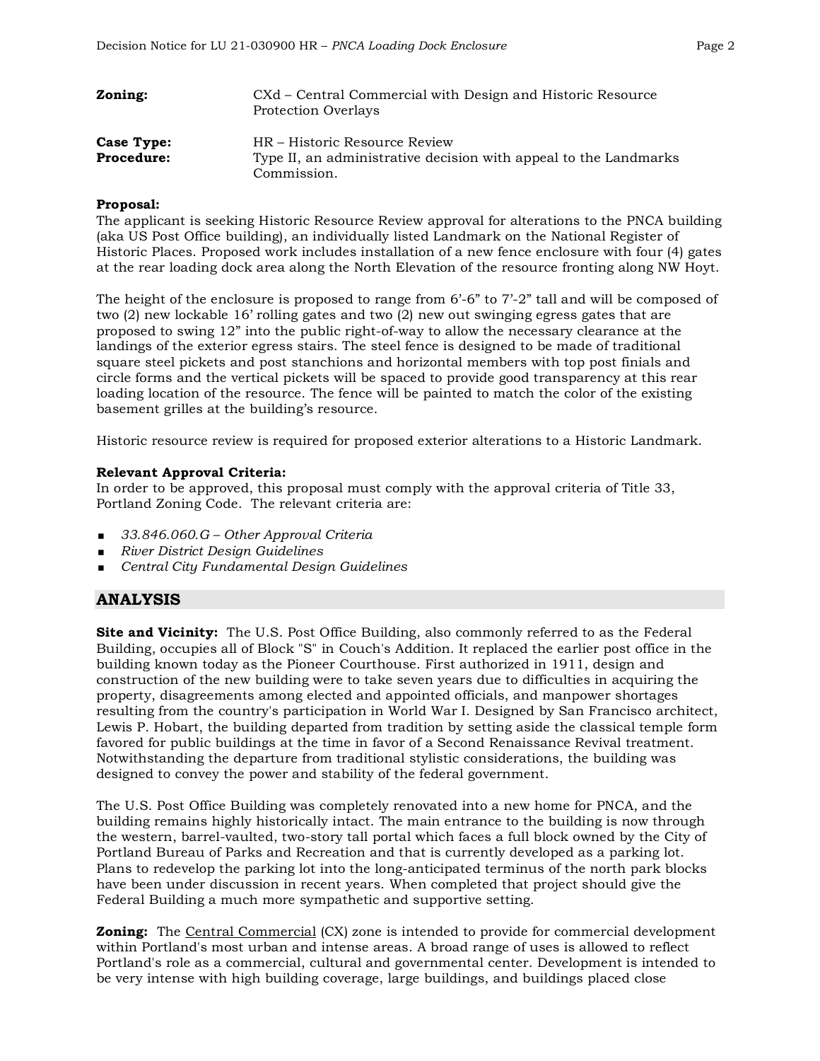**Zoning:** CXd – Central Commercial with Design and Historic Resource Protection Overlays

**Case Type:** HR – Historic Resource Review
**Procedure:** Type II, an administrative decision with appeal to the Landmarks Commission.

**Proposal:**
The applicant is seeking Historic Resource Review approval for alterations to the PNCA building (aka US Post Office building), an individually listed Landmark on the National Register of Historic Places. Proposed work includes installation of a new fence enclosure with four (4) gates at the rear loading dock area along the North Elevation of the resource fronting along NW Hoyt.

The height of the enclosure is proposed to range from 6'-6" to 7'-2" tall and will be composed of two (2) new lockable 16' rolling gates and two (2) new out swinging egress gates that are proposed to swing 12" into the public right-of-way to allow the necessary clearance at the landings of the exterior egress stairs. The steel fence is designed to be made of traditional square steel pickets and post stanchions and horizontal members with top post finials and circle forms and the vertical pickets will be spaced to provide good transparency at this rear loading location of the resource. The fence will be painted to match the color of the existing basement grilles at the building's resource.

Historic resource review is required for proposed exterior alterations to a Historic Landmark.

**Relevant Approval Criteria:**
In order to be approved, this proposal must comply with the approval criteria of Title 33, Portland Zoning Code. The relevant criteria are:

- *33.846.060.G – Other Approval Criteria*
- *River District Design Guidelines*
- *Central City Fundamental Design Guidelines*

## ANALYSIS

**Site and Vicinity:** The U.S. Post Office Building, also commonly referred to as the Federal Building, occupies all of Block "S" in Couch's Addition. It replaced the earlier post office in the building known today as the Pioneer Courthouse. First authorized in 1911, design and construction of the new building were to take seven years due to difficulties in acquiring the property, disagreements among elected and appointed officials, and manpower shortages resulting from the country's participation in World War I. Designed by San Francisco architect, Lewis P. Hobart, the building departed from tradition by setting aside the classical temple form favored for public buildings at the time in favor of a Second Renaissance Revival treatment. Notwithstanding the departure from traditional stylistic considerations, the building was designed to convey the power and stability of the federal government.

The U.S. Post Office Building was completely renovated into a new home for PNCA, and the building remains highly historically intact. The main entrance to the building is now through the western, barrel-vaulted, two-story tall portal which faces a full block owned by the City of Portland Bureau of Parks and Recreation and that is currently developed as a parking lot. Plans to redevelop the parking lot into the long-anticipated terminus of the north park blocks have been under discussion in recent years. When completed that project should give the Federal Building a much more sympathetic and supportive setting.

**Zoning:** The Central Commercial (CX) zone is intended to provide for commercial development within Portland's most urban and intense areas. A broad range of uses is allowed to reflect Portland's role as a commercial, cultural and governmental center. Development is intended to be very intense with high building coverage, large buildings, and buildings placed close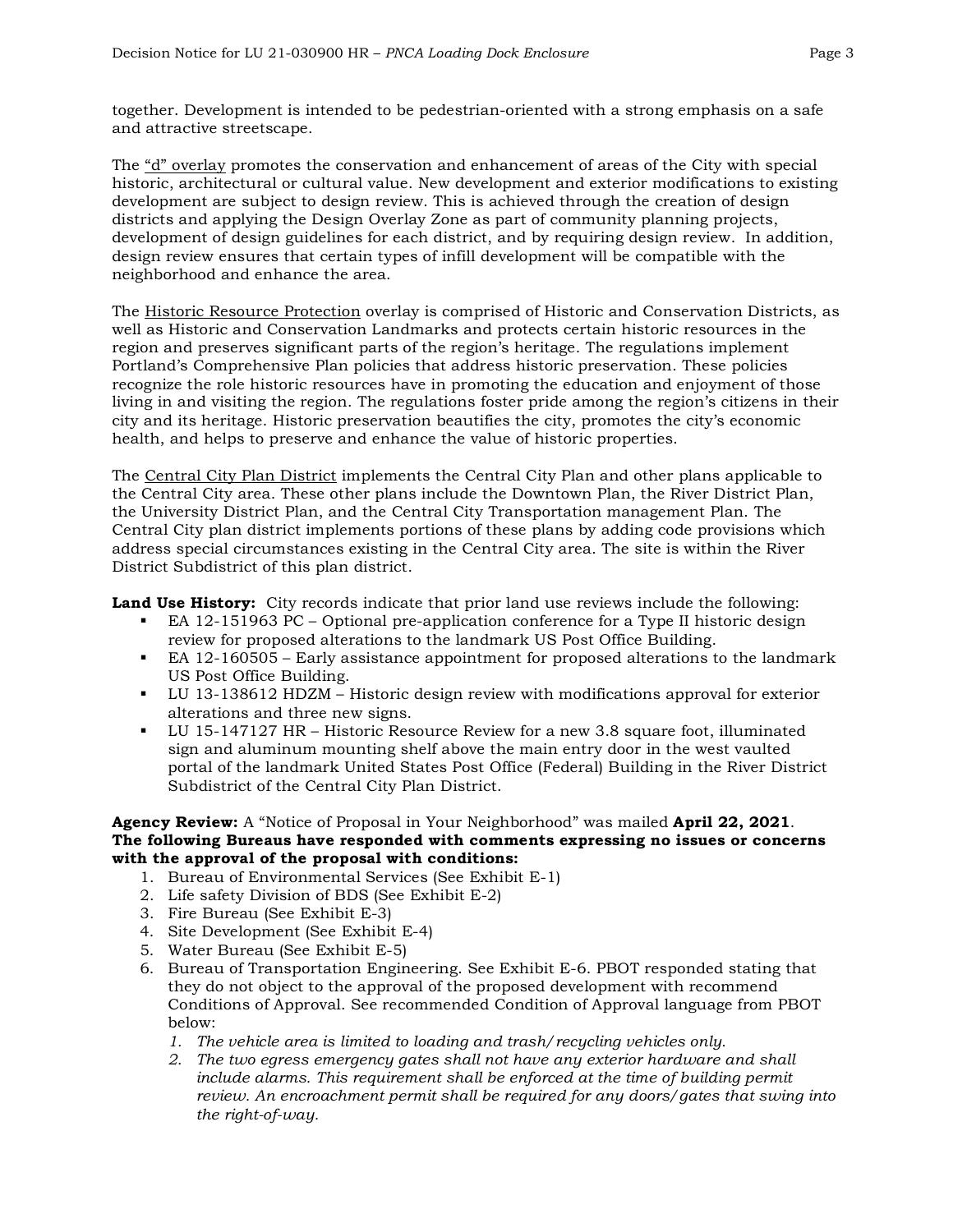together. Development is intended to be pedestrian-oriented with a strong emphasis on a safe and attractive streetscape.

The "d" overlay promotes the conservation and enhancement of areas of the City with special historic, architectural or cultural value. New development and exterior modifications to existing development are subject to design review. This is achieved through the creation of design districts and applying the Design Overlay Zone as part of community planning projects, development of design guidelines for each district, and by requiring design review. In addition, design review ensures that certain types of infill development will be compatible with the neighborhood and enhance the area.

The Historic Resource Protection overlay is comprised of Historic and Conservation Districts, as well as Historic and Conservation Landmarks and protects certain historic resources in the region and preserves significant parts of the region's heritage. The regulations implement Portland's Comprehensive Plan policies that address historic preservation. These policies recognize the role historic resources have in promoting the education and enjoyment of those living in and visiting the region. The regulations foster pride among the region's citizens in their city and its heritage. Historic preservation beautifies the city, promotes the city's economic health, and helps to preserve and enhance the value of historic properties.

The Central City Plan District implements the Central City Plan and other plans applicable to the Central City area. These other plans include the Downtown Plan, the River District Plan, the University District Plan, and the Central City Transportation management Plan. The Central City plan district implements portions of these plans by adding code provisions which address special circumstances existing in the Central City area. The site is within the River District Subdistrict of this plan district.

**Land Use History:** City records indicate that prior land use reviews include the following:

- EA 12-151963 PC – Optional pre-application conference for a Type II historic design review for proposed alterations to the landmark US Post Office Building.
- EA 12-160505 – Early assistance appointment for proposed alterations to the landmark US Post Office Building.
- LU 13-138612 HDZM – Historic design review with modifications approval for exterior alterations and three new signs.
- LU 15-147127 HR – Historic Resource Review for a new 3.8 square foot, illuminated sign and aluminum mounting shelf above the main entry door in the west vaulted portal of the landmark United States Post Office (Federal) Building in the River District Subdistrict of the Central City Plan District.

**Agency Review:** A "Notice of Proposal in Your Neighborhood" was mailed **April 22, 2021**. **The following Bureaus have responded with comments expressing no issues or concerns with the approval of the proposal with conditions:**

1. Bureau of Environmental Services (See Exhibit E-1)
2. Life safety Division of BDS (See Exhibit E-2)
3. Fire Bureau (See Exhibit E-3)
4. Site Development (See Exhibit E-4)
5. Water Bureau (See Exhibit E-5)
6. Bureau of Transportation Engineering. See Exhibit E-6. PBOT responded stating that they do not object to the approval of the proposed development with recommend Conditions of Approval. See recommended Condition of Approval language from PBOT below:
   1. *The vehicle area is limited to loading and trash/recycling vehicles only.*
   2. *The two egress emergency gates shall not have any exterior hardware and shall include alarms. This requirement shall be enforced at the time of building permit review. An encroachment permit shall be required for any doors/gates that swing into the right-of-way.*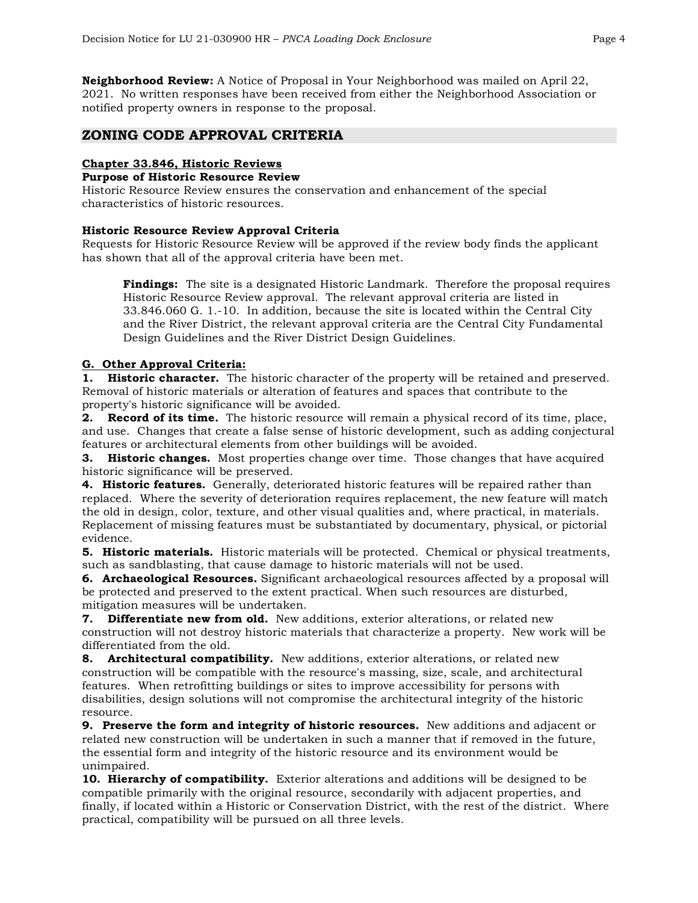**Neighborhood Review:** A Notice of Proposal in Your Neighborhood was mailed on April 22, 2021. No written responses have been received from either the Neighborhood Association or notified property owners in response to the proposal.

## ZONING CODE APPROVAL CRITERIA

**Chapter 33.846, Historic Reviews**

**Purpose of Historic Resource Review**

Historic Resource Review ensures the conservation and enhancement of the special characteristics of historic resources.

**Historic Resource Review Approval Criteria**

Requests for Historic Resource Review will be approved if the review body finds the applicant has shown that all of the approval criteria have been met.

> **Findings:** The site is a designated Historic Landmark. Therefore the proposal requires Historic Resource Review approval. The relevant approval criteria are listed in 33.846.060 G. 1.-10. In addition, because the site is located within the Central City and the River District, the relevant approval criteria are the Central City Fundamental Design Guidelines and the River District Design Guidelines.

**G. Other Approval Criteria:**

**1. Historic character.** The historic character of the property will be retained and preserved. Removal of historic materials or alteration of features and spaces that contribute to the property's historic significance will be avoided.

**2. Record of its time.** The historic resource will remain a physical record of its time, place, and use. Changes that create a false sense of historic development, such as adding conjectural features or architectural elements from other buildings will be avoided.

**3. Historic changes.** Most properties change over time. Those changes that have acquired historic significance will be preserved.

**4. Historic features.** Generally, deteriorated historic features will be repaired rather than replaced. Where the severity of deterioration requires replacement, the new feature will match the old in design, color, texture, and other visual qualities and, where practical, in materials. Replacement of missing features must be substantiated by documentary, physical, or pictorial evidence.

**5. Historic materials.** Historic materials will be protected. Chemical or physical treatments, such as sandblasting, that cause damage to historic materials will not be used.

**6. Archaeological Resources.** Significant archaeological resources affected by a proposal will be protected and preserved to the extent practical. When such resources are disturbed, mitigation measures will be undertaken.

**7. Differentiate new from old.** New additions, exterior alterations, or related new construction will not destroy historic materials that characterize a property. New work will be differentiated from the old.

**8. Architectural compatibility.** New additions, exterior alterations, or related new construction will be compatible with the resource's massing, size, scale, and architectural features. When retrofitting buildings or sites to improve accessibility for persons with disabilities, design solutions will not compromise the architectural integrity of the historic resource.

**9. Preserve the form and integrity of historic resources.** New additions and adjacent or related new construction will be undertaken in such a manner that if removed in the future, the essential form and integrity of the historic resource and its environment would be unimpaired.

**10. Hierarchy of compatibility.** Exterior alterations and additions will be designed to be compatible primarily with the original resource, secondarily with adjacent properties, and finally, if located within a Historic or Conservation District, with the rest of the district. Where practical, compatibility will be pursued on all three levels.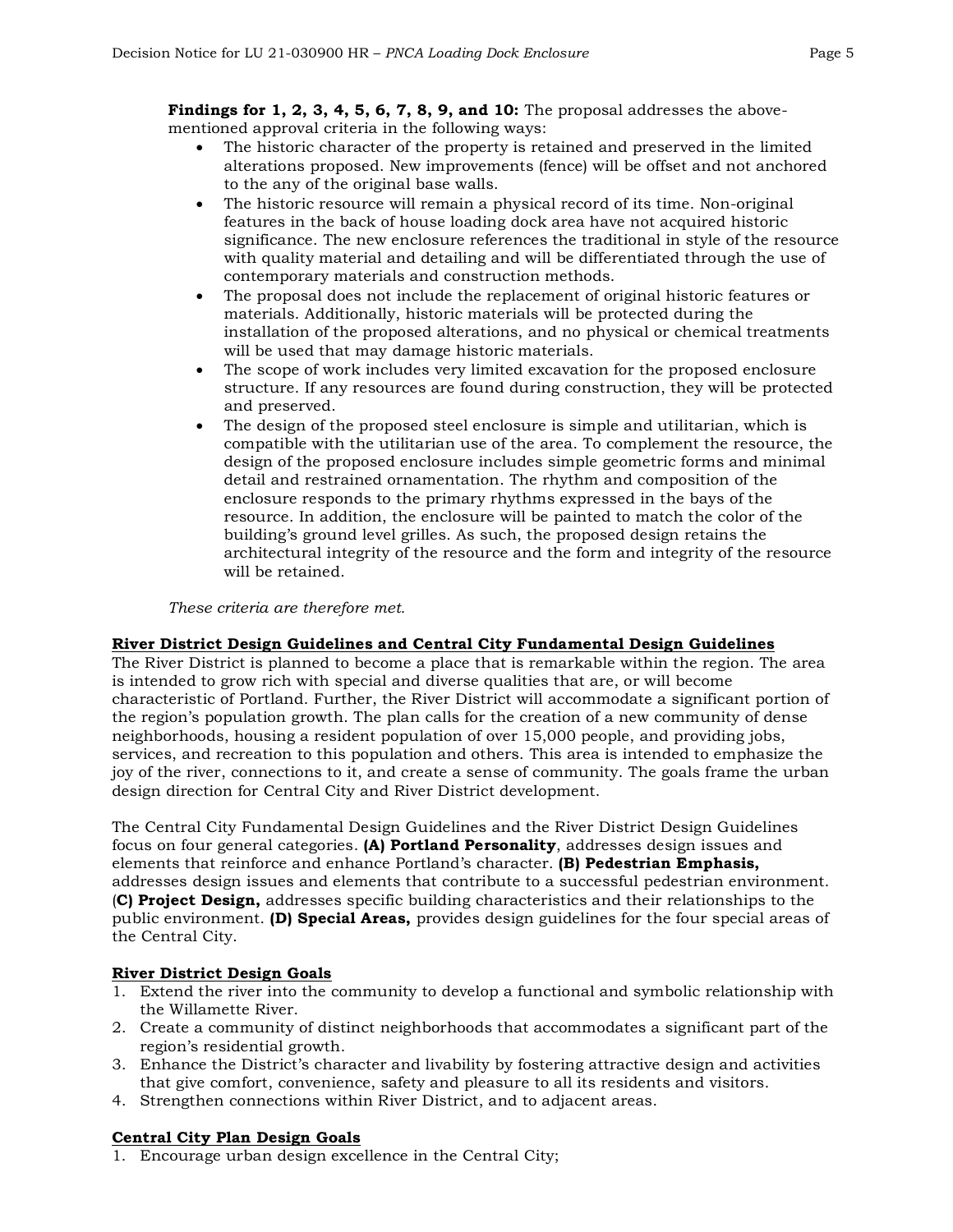**Findings for 1, 2, 3, 4, 5, 6, 7, 8, 9, and 10:** The proposal addresses the above-mentioned approval criteria in the following ways:

- The historic character of the property is retained and preserved in the limited alterations proposed. New improvements (fence) will be offset and not anchored to the any of the original base walls.
- The historic resource will remain a physical record of its time. Non-original features in the back of house loading dock area have not acquired historic significance. The new enclosure references the traditional in style of the resource with quality material and detailing and will be differentiated through the use of contemporary materials and construction methods.
- The proposal does not include the replacement of original historic features or materials. Additionally, historic materials will be protected during the installation of the proposed alterations, and no physical or chemical treatments will be used that may damage historic materials.
- The scope of work includes very limited excavation for the proposed enclosure structure. If any resources are found during construction, they will be protected and preserved.
- The design of the proposed steel enclosure is simple and utilitarian, which is compatible with the utilitarian use of the area. To complement the resource, the design of the proposed enclosure includes simple geometric forms and minimal detail and restrained ornamentation. The rhythm and composition of the enclosure responds to the primary rhythms expressed in the bays of the resource. In addition, the enclosure will be painted to match the color of the building's ground level grilles. As such, the proposed design retains the architectural integrity of the resource and the form and integrity of the resource will be retained.

*These criteria are therefore met.*

## River District Design Guidelines and Central City Fundamental Design Guidelines

The River District is planned to become a place that is remarkable within the region. The area is intended to grow rich with special and diverse qualities that are, or will become characteristic of Portland. Further, the River District will accommodate a significant portion of the region's population growth. The plan calls for the creation of a new community of dense neighborhoods, housing a resident population of over 15,000 people, and providing jobs, services, and recreation to this population and others. This area is intended to emphasize the joy of the river, connections to it, and create a sense of community. The goals frame the urban design direction for Central City and River District development.

The Central City Fundamental Design Guidelines and the River District Design Guidelines focus on four general categories. **(A) Portland Personality**, addresses design issues and elements that reinforce and enhance Portland's character. **(B) Pedestrian Emphasis,** addresses design issues and elements that contribute to a successful pedestrian environment. (**C) Project Design,** addresses specific building characteristics and their relationships to the public environment. **(D) Special Areas,** provides design guidelines for the four special areas of the Central City.

## River District Design Goals

1. Extend the river into the community to develop a functional and symbolic relationship with the Willamette River.
2. Create a community of distinct neighborhoods that accommodates a significant part of the region's residential growth.
3. Enhance the District's character and livability by fostering attractive design and activities that give comfort, convenience, safety and pleasure to all its residents and visitors.
4. Strengthen connections within River District, and to adjacent areas.

## Central City Plan Design Goals

1. Encourage urban design excellence in the Central City;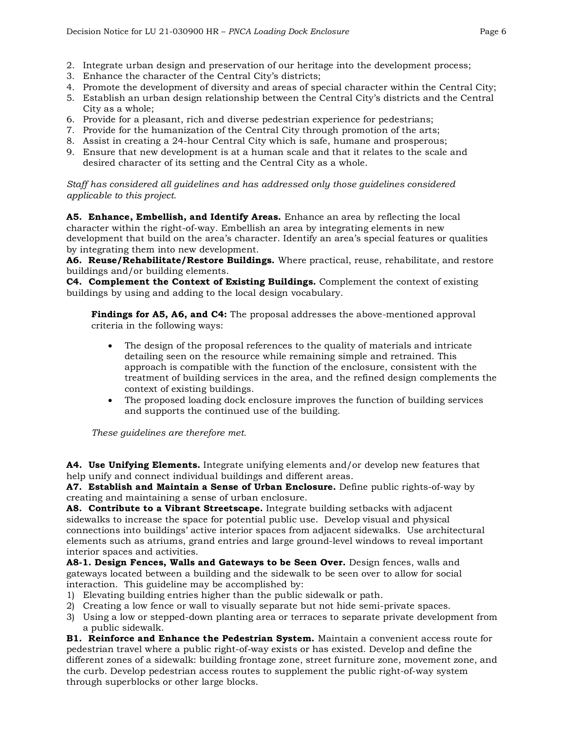2. Integrate urban design and preservation of our heritage into the development process;
3. Enhance the character of the Central City's districts;
4. Promote the development of diversity and areas of special character within the Central City;
5. Establish an urban design relationship between the Central City's districts and the Central City as a whole;
6. Provide for a pleasant, rich and diverse pedestrian experience for pedestrians;
7. Provide for the humanization of the Central City through promotion of the arts;
8. Assist in creating a 24-hour Central City which is safe, humane and prosperous;
9. Ensure that new development is at a human scale and that it relates to the scale and desired character of its setting and the Central City as a whole.

*Staff has considered all guidelines and has addressed only those guidelines considered applicable to this project.*

**A5. Enhance, Embellish, and Identify Areas.** Enhance an area by reflecting the local character within the right-of-way. Embellish an area by integrating elements in new development that build on the area's character. Identify an area's special features or qualities by integrating them into new development.
**A6. Reuse/Rehabilitate/Restore Buildings.** Where practical, reuse, rehabilitate, and restore buildings and/or building elements.
**C4. Complement the Context of Existing Buildings.** Complement the context of existing buildings by using and adding to the local design vocabulary.

> **Findings for A5, A6, and C4:** The proposal addresses the above-mentioned approval criteria in the following ways:
>
> - The design of the proposal references to the quality of materials and intricate detailing seen on the resource while remaining simple and retrained. This approach is compatible with the function of the enclosure, consistent with the treatment of building services in the area, and the refined design complements the context of existing buildings.
> - The proposed loading dock enclosure improves the function of building services and supports the continued use of the building.
>
> *These guidelines are therefore met.*

**A4. Use Unifying Elements.** Integrate unifying elements and/or develop new features that help unify and connect individual buildings and different areas.
**A7. Establish and Maintain a Sense of Urban Enclosure.** Define public rights-of-way by creating and maintaining a sense of urban enclosure.
**A8. Contribute to a Vibrant Streetscape.** Integrate building setbacks with adjacent sidewalks to increase the space for potential public use. Develop visual and physical connections into buildings' active interior spaces from adjacent sidewalks. Use architectural elements such as atriums, grand entries and large ground-level windows to reveal important interior spaces and activities.
**A8-1. Design Fences, Walls and Gateways to be Seen Over.** Design fences, walls and gateways located between a building and the sidewalk to be seen over to allow for social interaction. This guideline may be accomplished by:
1) Elevating building entries higher than the public sidewalk or path.
2) Creating a low fence or wall to visually separate but not hide semi-private spaces.
3) Using a low or stepped-down planting area or terraces to separate private development from a public sidewalk.

**B1. Reinforce and Enhance the Pedestrian System.** Maintain a convenient access route for pedestrian travel where a public right-of-way exists or has existed. Develop and define the different zones of a sidewalk: building frontage zone, street furniture zone, movement zone, and the curb. Develop pedestrian access routes to supplement the public right-of-way system through superblocks or other large blocks.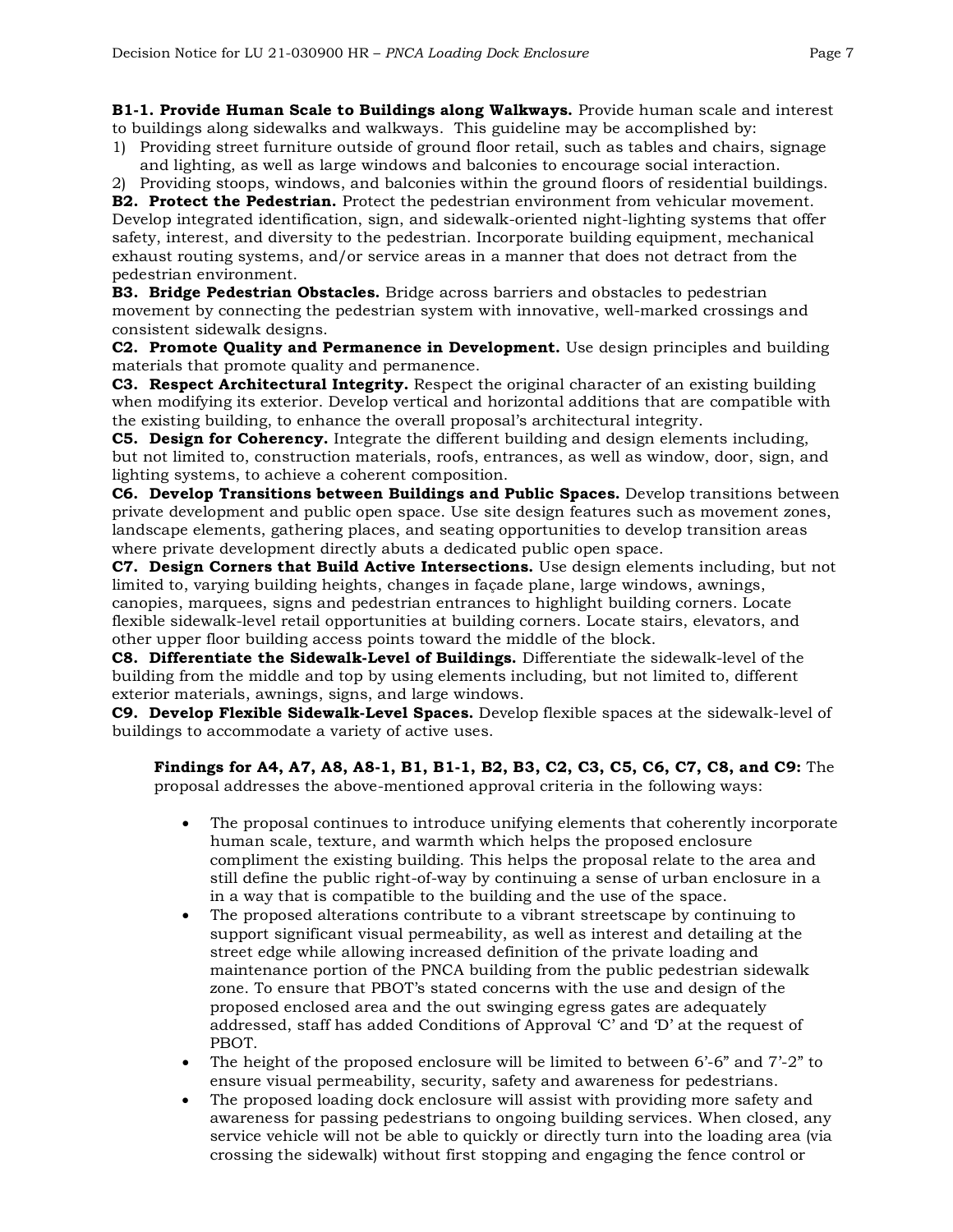**B1-1. Provide Human Scale to Buildings along Walkways.** Provide human scale and interest to buildings along sidewalks and walkways. This guideline may be accomplished by:

1) Providing street furniture outside of ground floor retail, such as tables and chairs, signage and lighting, as well as large windows and balconies to encourage social interaction.
2) Providing stoops, windows, and balconies within the ground floors of residential buildings.

**B2. Protect the Pedestrian.** Protect the pedestrian environment from vehicular movement. Develop integrated identification, sign, and sidewalk-oriented night-lighting systems that offer safety, interest, and diversity to the pedestrian. Incorporate building equipment, mechanical exhaust routing systems, and/or service areas in a manner that does not detract from the pedestrian environment.

**B3. Bridge Pedestrian Obstacles.** Bridge across barriers and obstacles to pedestrian movement by connecting the pedestrian system with innovative, well-marked crossings and consistent sidewalk designs.

**C2. Promote Quality and Permanence in Development.** Use design principles and building materials that promote quality and permanence.

**C3. Respect Architectural Integrity.** Respect the original character of an existing building when modifying its exterior. Develop vertical and horizontal additions that are compatible with the existing building, to enhance the overall proposal's architectural integrity.

**C5. Design for Coherency.** Integrate the different building and design elements including, but not limited to, construction materials, roofs, entrances, as well as window, door, sign, and lighting systems, to achieve a coherent composition.

**C6. Develop Transitions between Buildings and Public Spaces.** Develop transitions between private development and public open space. Use site design features such as movement zones, landscape elements, gathering places, and seating opportunities to develop transition areas where private development directly abuts a dedicated public open space.

**C7. Design Corners that Build Active Intersections.** Use design elements including, but not limited to, varying building heights, changes in façade plane, large windows, awnings, canopies, marquees, signs and pedestrian entrances to highlight building corners. Locate flexible sidewalk-level retail opportunities at building corners. Locate stairs, elevators, and other upper floor building access points toward the middle of the block.

**C8. Differentiate the Sidewalk-Level of Buildings.** Differentiate the sidewalk-level of the building from the middle and top by using elements including, but not limited to, different exterior materials, awnings, signs, and large windows.

**C9. Develop Flexible Sidewalk-Level Spaces.** Develop flexible spaces at the sidewalk-level of buildings to accommodate a variety of active uses.

**Findings for A4, A7, A8, A8-1, B1, B1-1, B2, B3, C2, C3, C5, C6, C7, C8, and C9:** The proposal addresses the above-mentioned approval criteria in the following ways:

- The proposal continues to introduce unifying elements that coherently incorporate human scale, texture, and warmth which helps the proposed enclosure compliment the existing building. This helps the proposal relate to the area and still define the public right-of-way by continuing a sense of urban enclosure in a in a way that is compatible to the building and the use of the space.
- The proposed alterations contribute to a vibrant streetscape by continuing to support significant visual permeability, as well as interest and detailing at the street edge while allowing increased definition of the private loading and maintenance portion of the PNCA building from the public pedestrian sidewalk zone. To ensure that PBOT's stated concerns with the use and design of the proposed enclosed area and the out swinging egress gates are adequately addressed, staff has added Conditions of Approval 'C' and 'D' at the request of PBOT.
- The height of the proposed enclosure will be limited to between 6'-6" and 7'-2" to ensure visual permeability, security, safety and awareness for pedestrians.
- The proposed loading dock enclosure will assist with providing more safety and awareness for passing pedestrians to ongoing building services. When closed, any service vehicle will not be able to quickly or directly turn into the loading area (via crossing the sidewalk) without first stopping and engaging the fence control or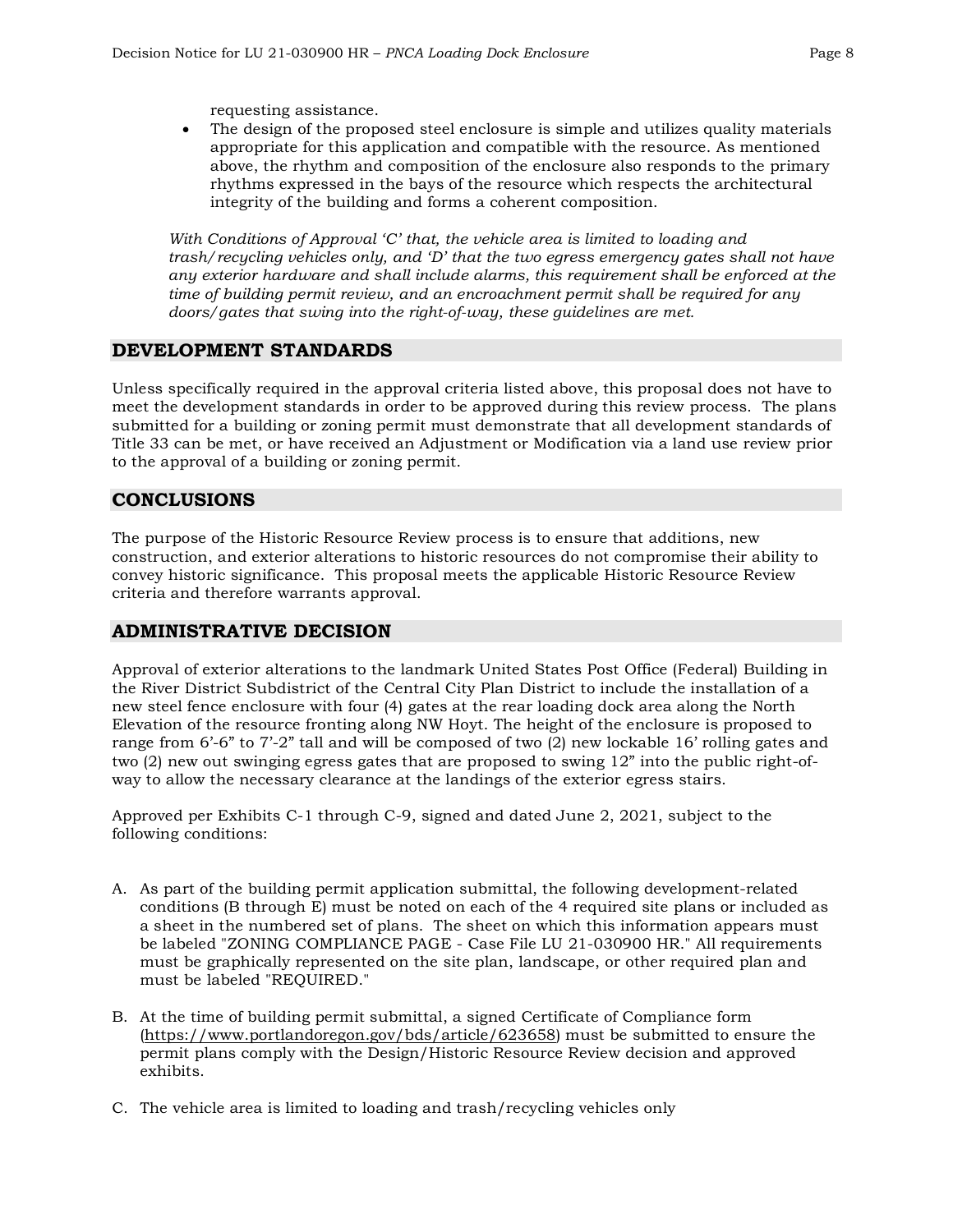requesting assistance.

- The design of the proposed steel enclosure is simple and utilizes quality materials appropriate for this application and compatible with the resource. As mentioned above, the rhythm and composition of the enclosure also responds to the primary rhythms expressed in the bays of the resource which respects the architectural integrity of the building and forms a coherent composition.

*With Conditions of Approval 'C' that, the vehicle area is limited to loading and trash/recycling vehicles only, and 'D' that the two egress emergency gates shall not have any exterior hardware and shall include alarms, this requirement shall be enforced at the time of building permit review, and an encroachment permit shall be required for any doors/gates that swing into the right-of-way, these guidelines are met.*

## DEVELOPMENT STANDARDS

Unless specifically required in the approval criteria listed above, this proposal does not have to meet the development standards in order to be approved during this review process. The plans submitted for a building or zoning permit must demonstrate that all development standards of Title 33 can be met, or have received an Adjustment or Modification via a land use review prior to the approval of a building or zoning permit.

## CONCLUSIONS

The purpose of the Historic Resource Review process is to ensure that additions, new construction, and exterior alterations to historic resources do not compromise their ability to convey historic significance. This proposal meets the applicable Historic Resource Review criteria and therefore warrants approval.

## ADMINISTRATIVE DECISION

Approval of exterior alterations to the landmark United States Post Office (Federal) Building in the River District Subdistrict of the Central City Plan District to include the installation of a new steel fence enclosure with four (4) gates at the rear loading dock area along the North Elevation of the resource fronting along NW Hoyt. The height of the enclosure is proposed to range from 6'-6" to 7'-2" tall and will be composed of two (2) new lockable 16' rolling gates and two (2) new out swinging egress gates that are proposed to swing 12" into the public right-of-way to allow the necessary clearance at the landings of the exterior egress stairs.

Approved per Exhibits C-1 through C-9, signed and dated June 2, 2021, subject to the following conditions:

A. As part of the building permit application submittal, the following development-related conditions (B through E) must be noted on each of the 4 required site plans or included as a sheet in the numbered set of plans. The sheet on which this information appears must be labeled "ZONING COMPLIANCE PAGE - Case File LU 21-030900 HR." All requirements must be graphically represented on the site plan, landscape, or other required plan and must be labeled "REQUIRED."

B. At the time of building permit submittal, a signed Certificate of Compliance form (https://www.portlandoregon.gov/bds/article/623658) must be submitted to ensure the permit plans comply with the Design/Historic Resource Review decision and approved exhibits.

C. The vehicle area is limited to loading and trash/recycling vehicles only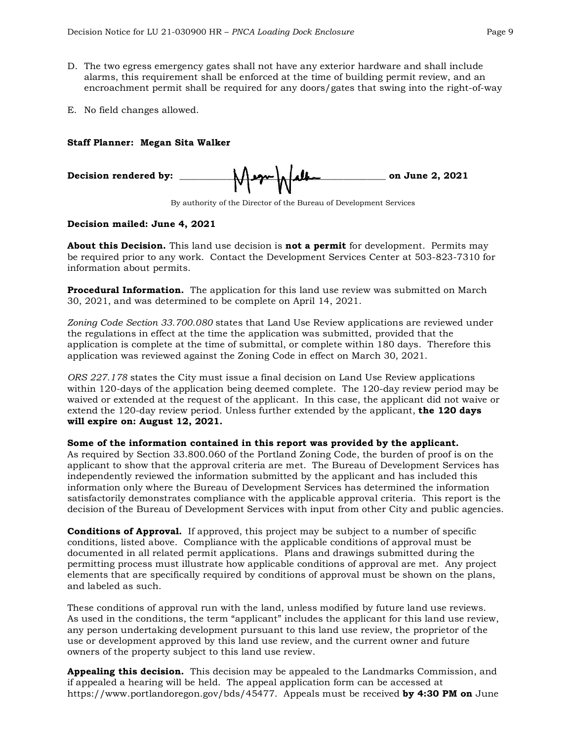D. The two egress emergency gates shall not have any exterior hardware and shall include alarms, this requirement shall be enforced at the time of building permit review, and an encroachment permit shall be required for any doors/gates that swing into the right-of-way

E. No field changes allowed.

**Staff Planner: Megan Sita Walker**

**Decision rendered by:** ____________________________________ **on June 2, 2021**

By authority of the Director of the Bureau of Development Services

**Decision mailed: June 4, 2021**

**About this Decision.** This land use decision is **not a permit** for development. Permits may be required prior to any work. Contact the Development Services Center at 503-823-7310 for information about permits.

**Procedural Information.** The application for this land use review was submitted on March 30, 2021, and was determined to be complete on April 14, 2021.

*Zoning Code Section 33.700.080* states that Land Use Review applications are reviewed under the regulations in effect at the time the application was submitted, provided that the application is complete at the time of submittal, or complete within 180 days. Therefore this application was reviewed against the Zoning Code in effect on March 30, 2021.

*ORS 227.178* states the City must issue a final decision on Land Use Review applications within 120-days of the application being deemed complete. The 120-day review period may be waived or extended at the request of the applicant. In this case, the applicant did not waive or extend the 120-day review period. Unless further extended by the applicant, **the 120 days will expire on: August 12, 2021.**

**Some of the information contained in this report was provided by the applicant.**
As required by Section 33.800.060 of the Portland Zoning Code, the burden of proof is on the applicant to show that the approval criteria are met. The Bureau of Development Services has independently reviewed the information submitted by the applicant and has included this information only where the Bureau of Development Services has determined the information satisfactorily demonstrates compliance with the applicable approval criteria. This report is the decision of the Bureau of Development Services with input from other City and public agencies.

**Conditions of Approval.** If approved, this project may be subject to a number of specific conditions, listed above. Compliance with the applicable conditions of approval must be documented in all related permit applications. Plans and drawings submitted during the permitting process must illustrate how applicable conditions of approval are met. Any project elements that are specifically required by conditions of approval must be shown on the plans, and labeled as such.

These conditions of approval run with the land, unless modified by future land use reviews. As used in the conditions, the term "applicant" includes the applicant for this land use review, any person undertaking development pursuant to this land use review, the proprietor of the use or development approved by this land use review, and the current owner and future owners of the property subject to this land use review.

**Appealing this decision.** This decision may be appealed to the Landmarks Commission, and if appealed a hearing will be held. The appeal application form can be accessed at https://www.portlandoregon.gov/bds/45477. Appeals must be received **by 4:30 PM on** June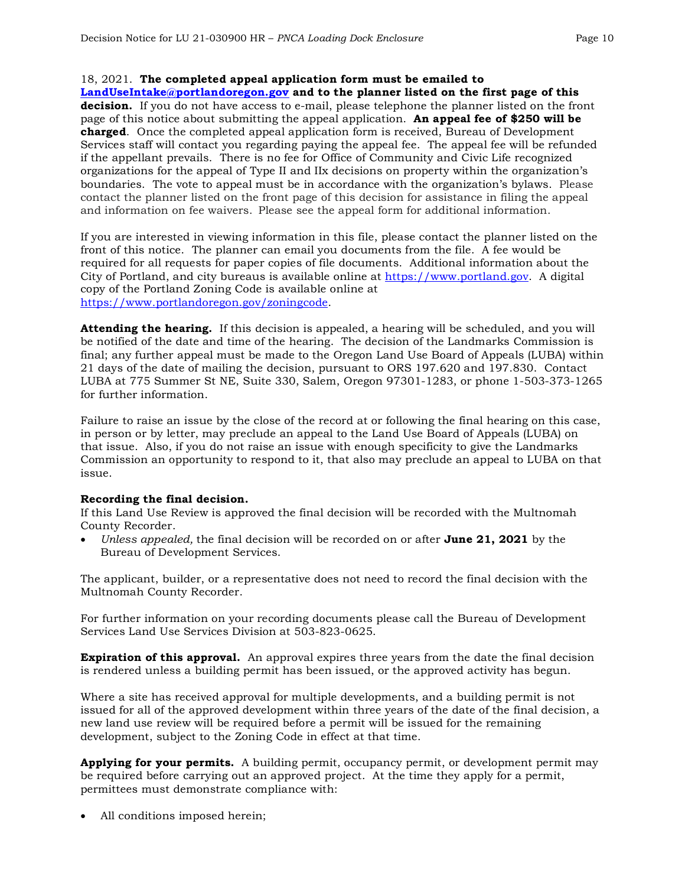18, 2021. **The completed appeal application form must be emailed to [LandUseIntake@portlandoregon.gov](mailto:LandUseIntake@portlandoregon.gov) and to the planner listed on the first page of this decision.** If you do not have access to e-mail, please telephone the planner listed on the front page of this notice about submitting the appeal application. **An appeal fee of $250 will be charged**. Once the completed appeal application form is received, Bureau of Development Services staff will contact you regarding paying the appeal fee. The appeal fee will be refunded if the appellant prevails. There is no fee for Office of Community and Civic Life recognized organizations for the appeal of Type II and IIx decisions on property within the organization's boundaries. The vote to appeal must be in accordance with the organization's bylaws. Please contact the planner listed on the front page of this decision for assistance in filing the appeal and information on fee waivers. Please see the appeal form for additional information.

If you are interested in viewing information in this file, please contact the planner listed on the front of this notice. The planner can email you documents from the file. A fee would be required for all requests for paper copies of file documents. Additional information about the City of Portland, and city bureaus is available online at [https://www.portland.gov](https://www.portland.gov). A digital copy of the Portland Zoning Code is available online at [https://www.portlandoregon.gov/zoningcode](https://www.portlandoregon.gov/zoningcode).

**Attending the hearing.** If this decision is appealed, a hearing will be scheduled, and you will be notified of the date and time of the hearing. The decision of the Landmarks Commission is final; any further appeal must be made to the Oregon Land Use Board of Appeals (LUBA) within 21 days of the date of mailing the decision, pursuant to ORS 197.620 and 197.830. Contact LUBA at 775 Summer St NE, Suite 330, Salem, Oregon 97301-1283, or phone 1-503-373-1265 for further information.

Failure to raise an issue by the close of the record at or following the final hearing on this case, in person or by letter, may preclude an appeal to the Land Use Board of Appeals (LUBA) on that issue. Also, if you do not raise an issue with enough specificity to give the Landmarks Commission an opportunity to respond to it, that also may preclude an appeal to LUBA on that issue.

**Recording the final decision.**
If this Land Use Review is approved the final decision will be recorded with the Multnomah County Recorder.

- *Unless appealed,* the final decision will be recorded on or after **June 21, 2021** by the Bureau of Development Services.

The applicant, builder, or a representative does not need to record the final decision with the Multnomah County Recorder.

For further information on your recording documents please call the Bureau of Development Services Land Use Services Division at 503-823-0625.

**Expiration of this approval.** An approval expires three years from the date the final decision is rendered unless a building permit has been issued, or the approved activity has begun.

Where a site has received approval for multiple developments, and a building permit is not issued for all of the approved development within three years of the date of the final decision, a new land use review will be required before a permit will be issued for the remaining development, subject to the Zoning Code in effect at that time.

**Applying for your permits.** A building permit, occupancy permit, or development permit may be required before carrying out an approved project. At the time they apply for a permit, permittees must demonstrate compliance with:

- All conditions imposed herein;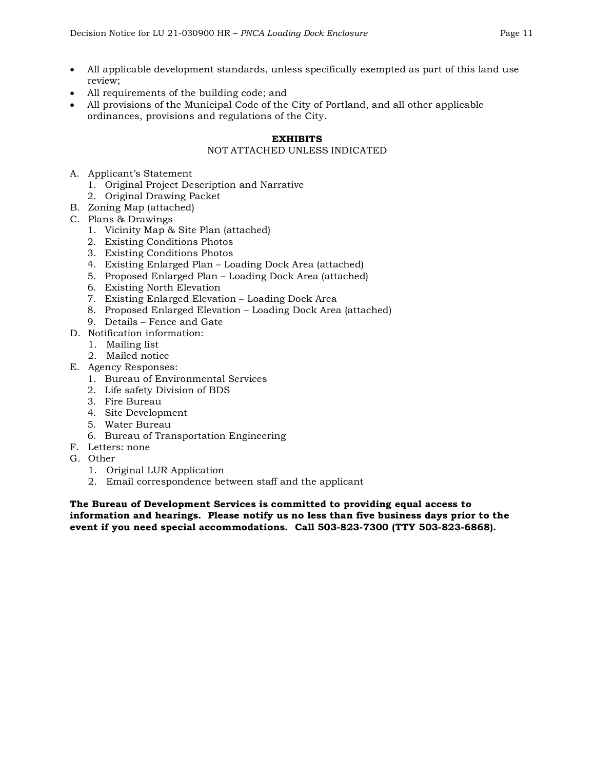- All applicable development standards, unless specifically exempted as part of this land use review;
- All requirements of the building code; and
- All provisions of the Municipal Code of the City of Portland, and all other applicable ordinances, provisions and regulations of the City.

**EXHIBITS**
NOT ATTACHED UNLESS INDICATED

A. Applicant's Statement
   1. Original Project Description and Narrative
   2. Original Drawing Packet
B. Zoning Map (attached)
C. Plans & Drawings
   1. Vicinity Map & Site Plan (attached)
   2. Existing Conditions Photos
   3. Existing Conditions Photos
   4. Existing Enlarged Plan – Loading Dock Area (attached)
   5. Proposed Enlarged Plan – Loading Dock Area (attached)
   6. Existing North Elevation
   7. Existing Enlarged Elevation – Loading Dock Area
   8. Proposed Enlarged Elevation – Loading Dock Area (attached)
   9. Details – Fence and Gate
D. Notification information:
   1. Mailing list
   2. Mailed notice
E. Agency Responses:
   1. Bureau of Environmental Services
   2. Life safety Division of BDS
   3. Fire Bureau
   4. Site Development
   5. Water Bureau
   6. Bureau of Transportation Engineering
F. Letters: none
G. Other
   1. Original LUR Application
   2. Email correspondence between staff and the applicant

**The Bureau of Development Services is committed to providing equal access to information and hearings. Please notify us no less than five business days prior to the event if you need special accommodations. Call 503-823-7300 (TTY 503-823-6868).**